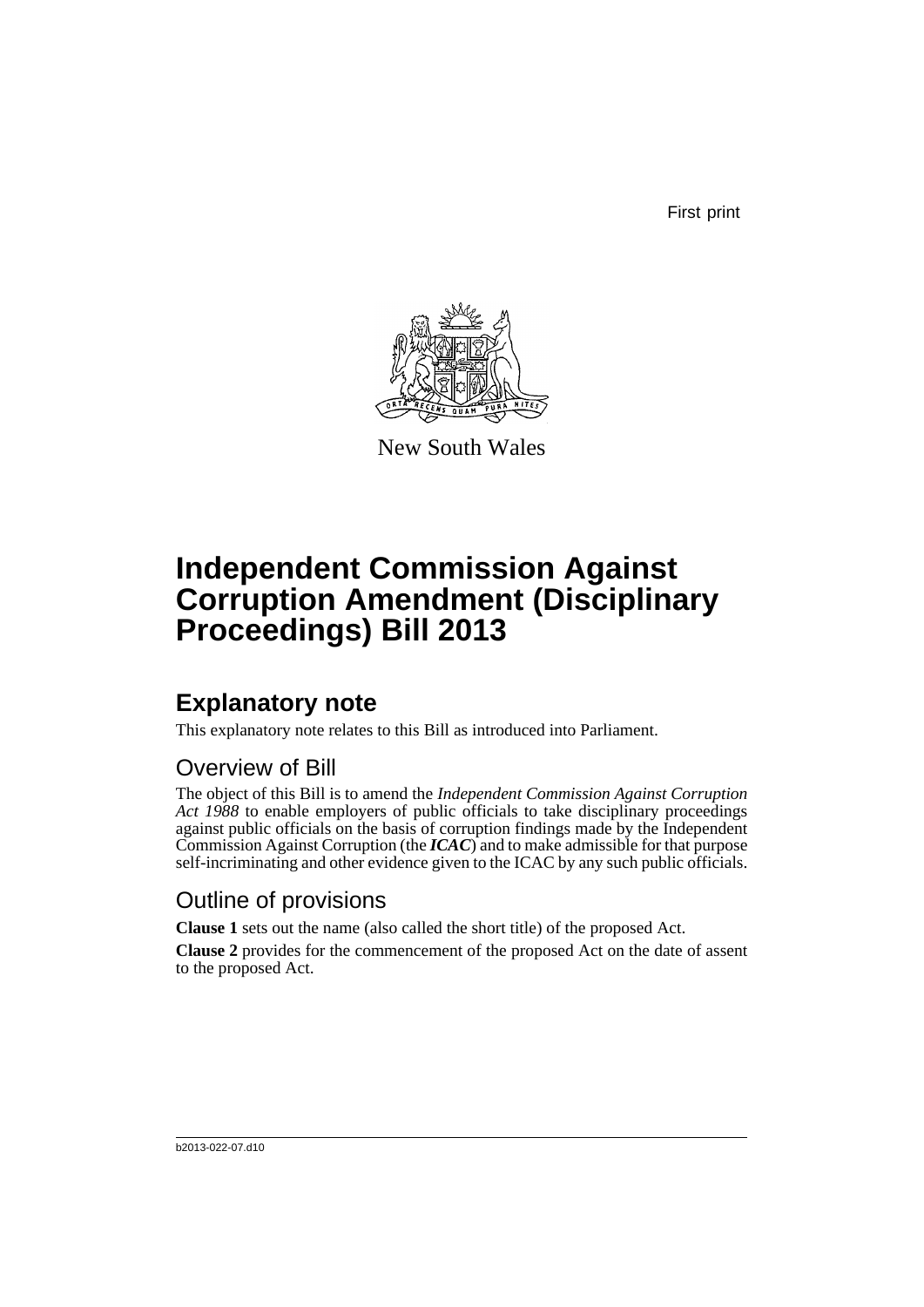First print

New South Wales

# Independent Commission Against Corruption Amendment (Disciplinary Proceedings) Bill 2013

## Explanatory note

This explanatory note relates to this Bill as introduced into Parliament.

### Overview of Bill

The object of this Bill is to amend the *Independent Commission Against Corruption Act 1988* to enable employers of public officials to take disciplinary proceedings against public officials on the basis of corruption findings made by the Independent Commission Against Corruption (the ***ICAC***) and to make admissible for that purpose self-incriminating and other evidence given to the ICAC by any such public officials.

### Outline of provisions

**Clause 1** sets out the name (also called the short title) of the proposed Act.

**Clause 2** provides for the commencement of the proposed Act on the date of assent to the proposed Act.

b2013-022-07.d10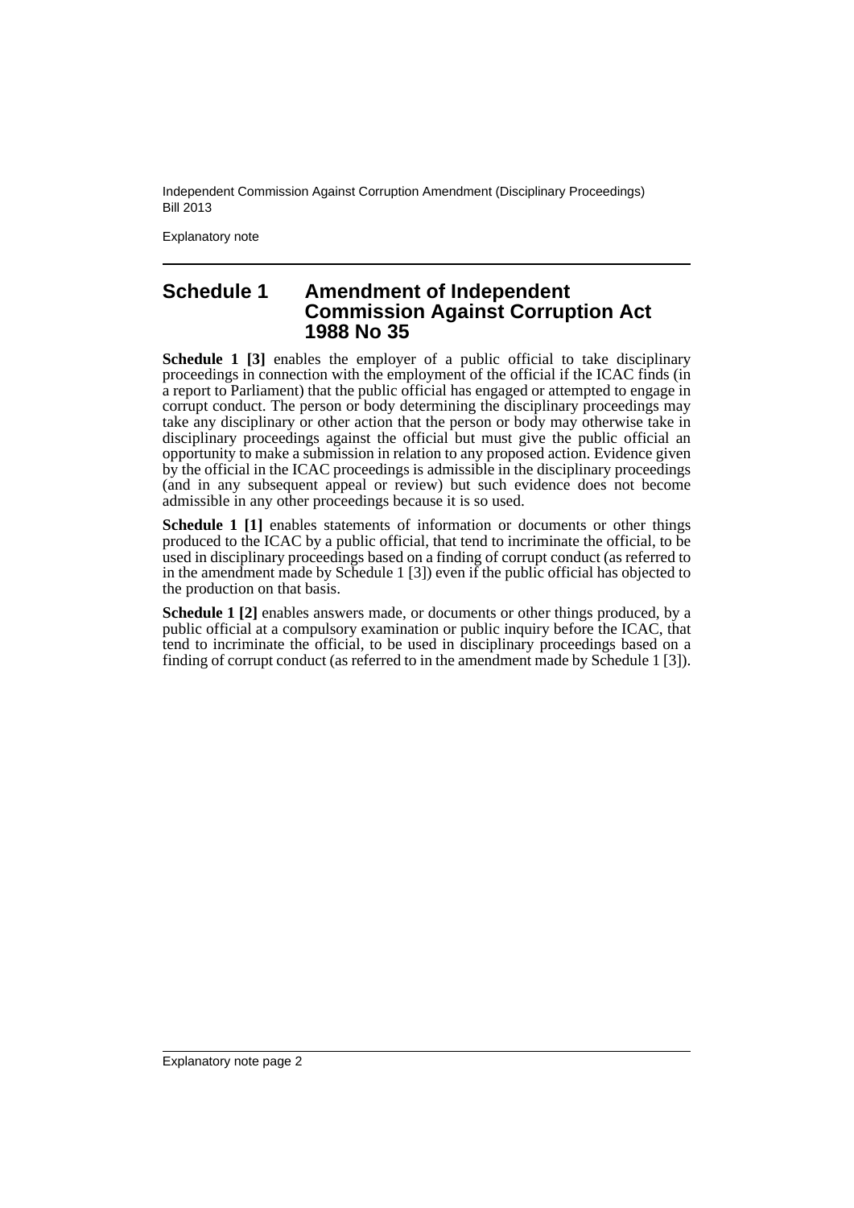## Schedule 1 Amendment of Independent Commission Against Corruption Act 1988 No 35

**Schedule 1 [3]** enables the employer of a public official to take disciplinary proceedings in connection with the employment of the official if the ICAC finds (in a report to Parliament) that the public official has engaged or attempted to engage in corrupt conduct. The person or body determining the disciplinary proceedings may take any disciplinary or other action that the person or body may otherwise take in disciplinary proceedings against the official but must give the public official an opportunity to make a submission in relation to any proposed action. Evidence given by the official in the ICAC proceedings is admissible in the disciplinary proceedings (and in any subsequent appeal or review) but such evidence does not become admissible in any other proceedings because it is so used.

**Schedule 1 [1]** enables statements of information or documents or other things produced to the ICAC by a public official, that tend to incriminate the official, to be used in disciplinary proceedings based on a finding of corrupt conduct (as referred to in the amendment made by Schedule 1 [3]) even if the public official has objected to the production on that basis.

**Schedule 1 [2]** enables answers made, or documents or other things produced, by a public official at a compulsory examination or public inquiry before the ICAC, that tend to incriminate the official, to be used in disciplinary proceedings based on a finding of corrupt conduct (as referred to in the amendment made by Schedule 1 [3]).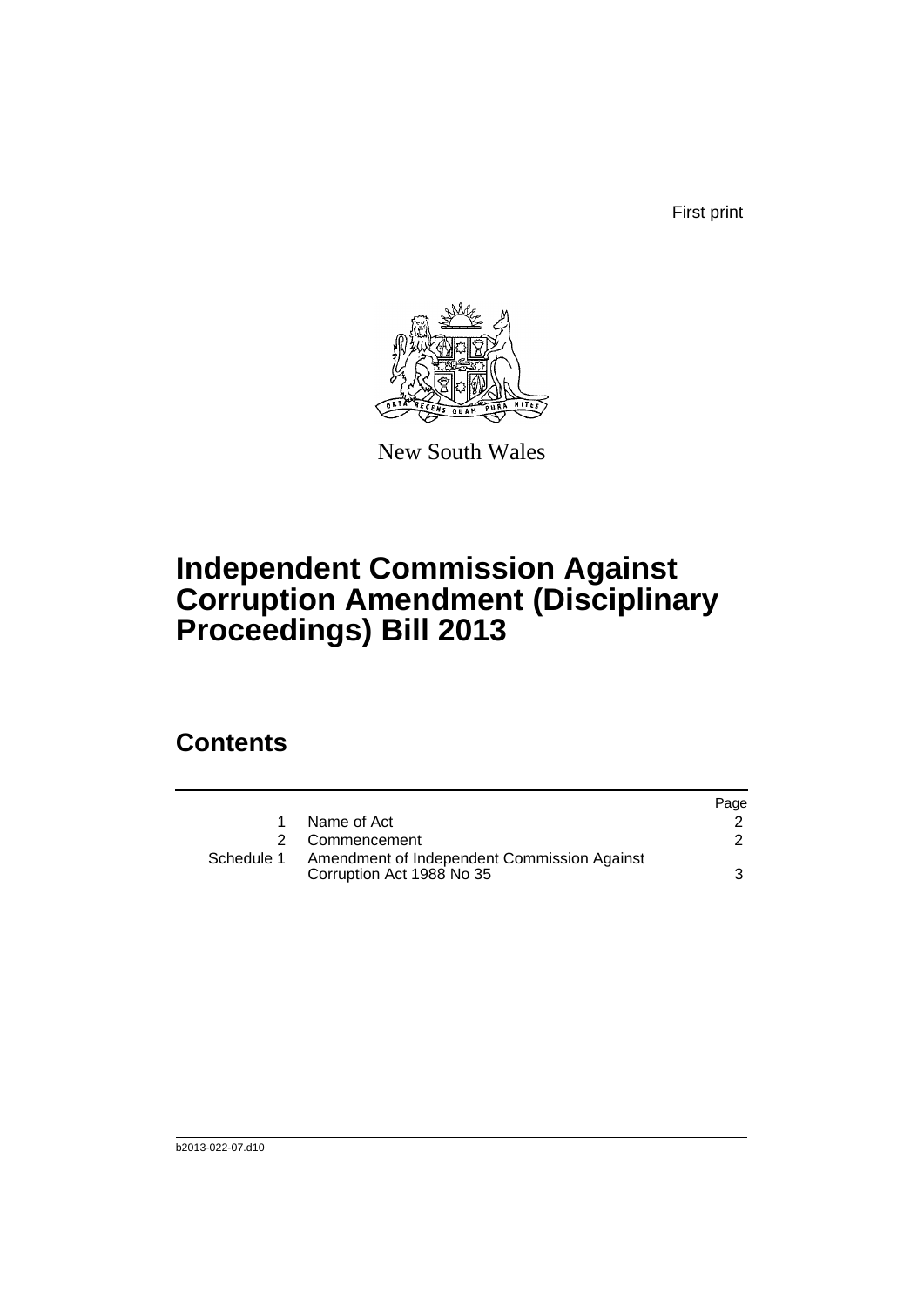First print

New South Wales

# Independent Commission Against Corruption Amendment (Disciplinary Proceedings) Bill 2013

## Contents

| | | Page |
|---|---|---|
| 1 | Name of Act | 2 |
| 2 | Commencement | 2 |
| Schedule 1 | Amendment of Independent Commission Against Corruption Act 1988 No 35 | 3 |

b2013-022-07.d10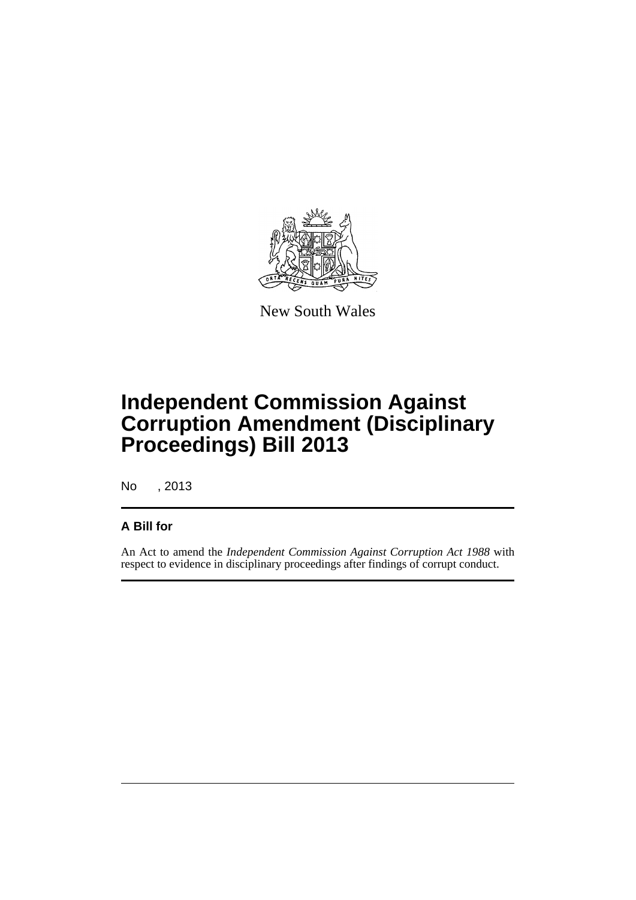New South Wales

# Independent Commission Against Corruption Amendment (Disciplinary Proceedings) Bill 2013

No , 2013

## A Bill for

An Act to amend the *Independent Commission Against Corruption Act 1988* with respect to evidence in disciplinary proceedings after findings of corrupt conduct.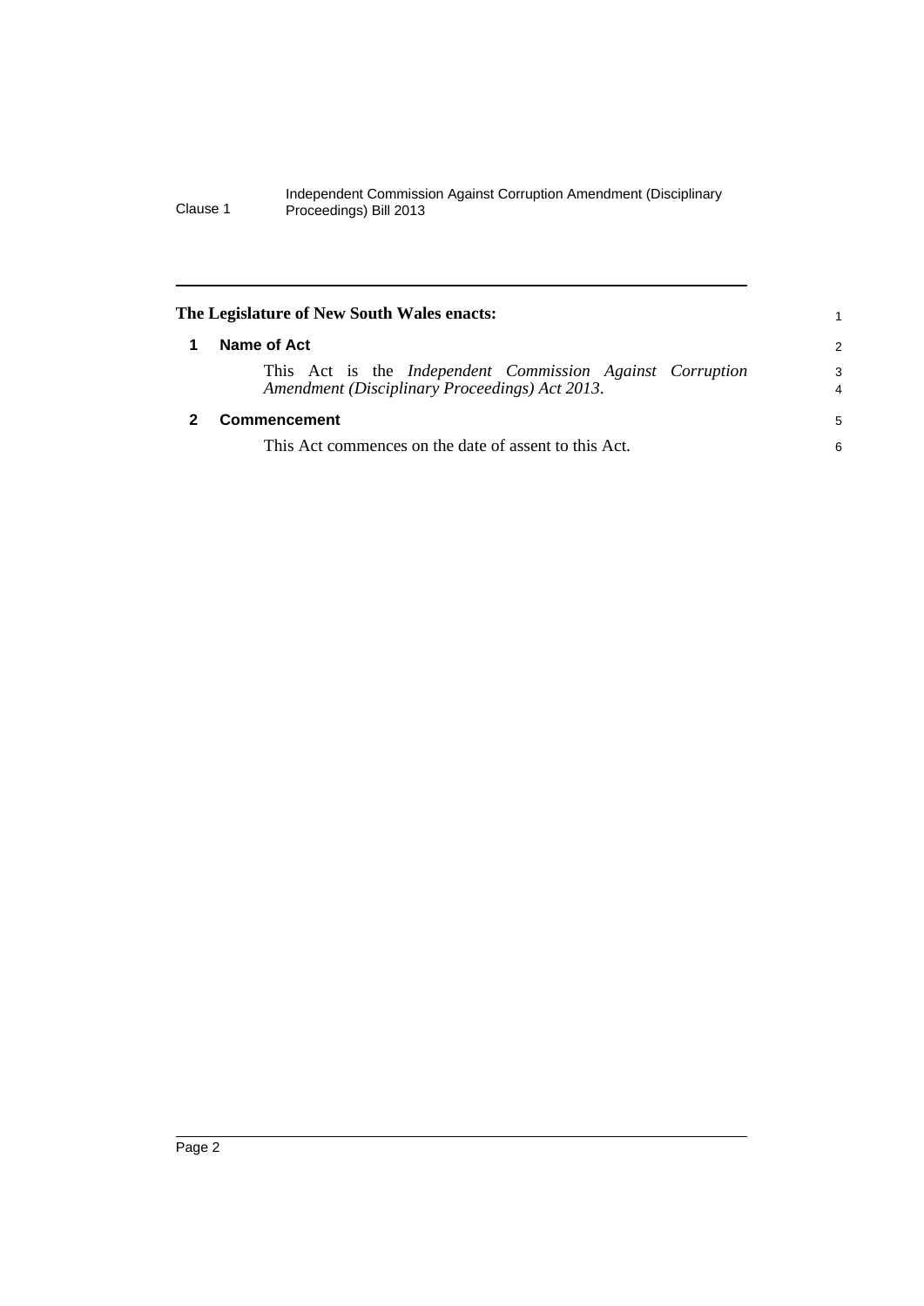**The Legislature of New South Wales enacts:**

### 1 Name of Act

This Act is the *Independent Commission Against Corruption Amendment (Disciplinary Proceedings) Act 2013*.

### 2 Commencement

This Act commences on the date of assent to this Act.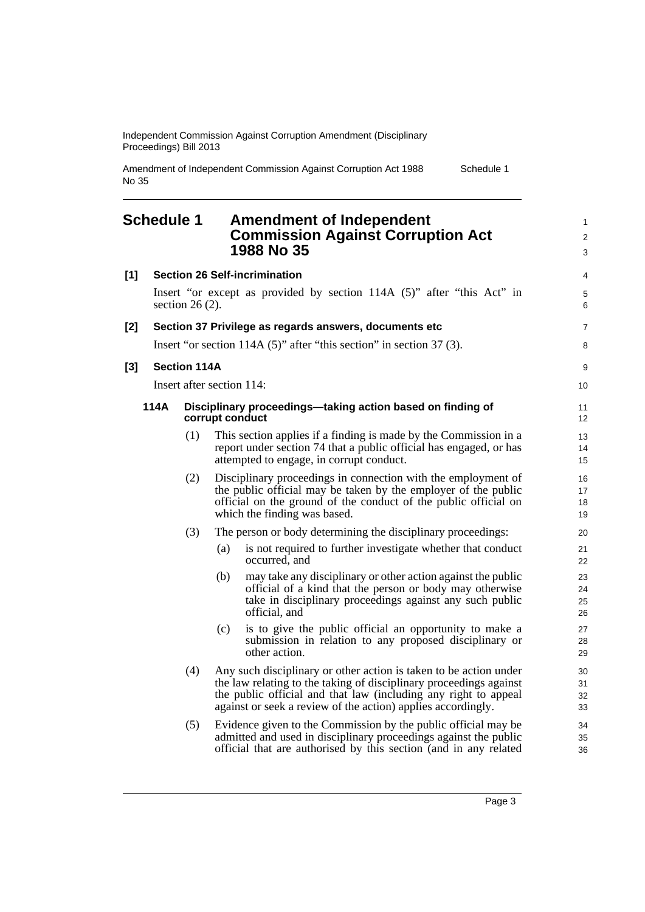# Schedule 1 Amendment of Independent Commission Against Corruption Act 1988 No 35

**[1] Section 26 Self-incrimination**

Insert "or except as provided by section 114A (5)" after "this Act" in section 26 (2).

**[2] Section 37 Privilege as regards answers, documents etc**

Insert "or section 114A (5)" after "this section" in section 37 (3).

**[3] Section 114A**

Insert after section 114:

**114A Disciplinary proceedings—taking action based on finding of corrupt conduct**

(1) This section applies if a finding is made by the Commission in a report under section 74 that a public official has engaged, or has attempted to engage, in corrupt conduct.

(2) Disciplinary proceedings in connection with the employment of the public official may be taken by the employer of the public official on the ground of the conduct of the public official on which the finding was based.

(3) The person or body determining the disciplinary proceedings:

(a) is not required to further investigate whether that conduct occurred, and

(b) may take any disciplinary or other action against the public official of a kind that the person or body may otherwise take in disciplinary proceedings against any such public official, and

(c) is to give the public official an opportunity to make a submission in relation to any proposed disciplinary or other action.

(4) Any such disciplinary or other action is taken to be action under the law relating to the taking of disciplinary proceedings against the public official and that law (including any right to appeal against or seek a review of the action) applies accordingly.

(5) Evidence given to the Commission by the public official may be admitted and used in disciplinary proceedings against the public official that are authorised by this section (and in any related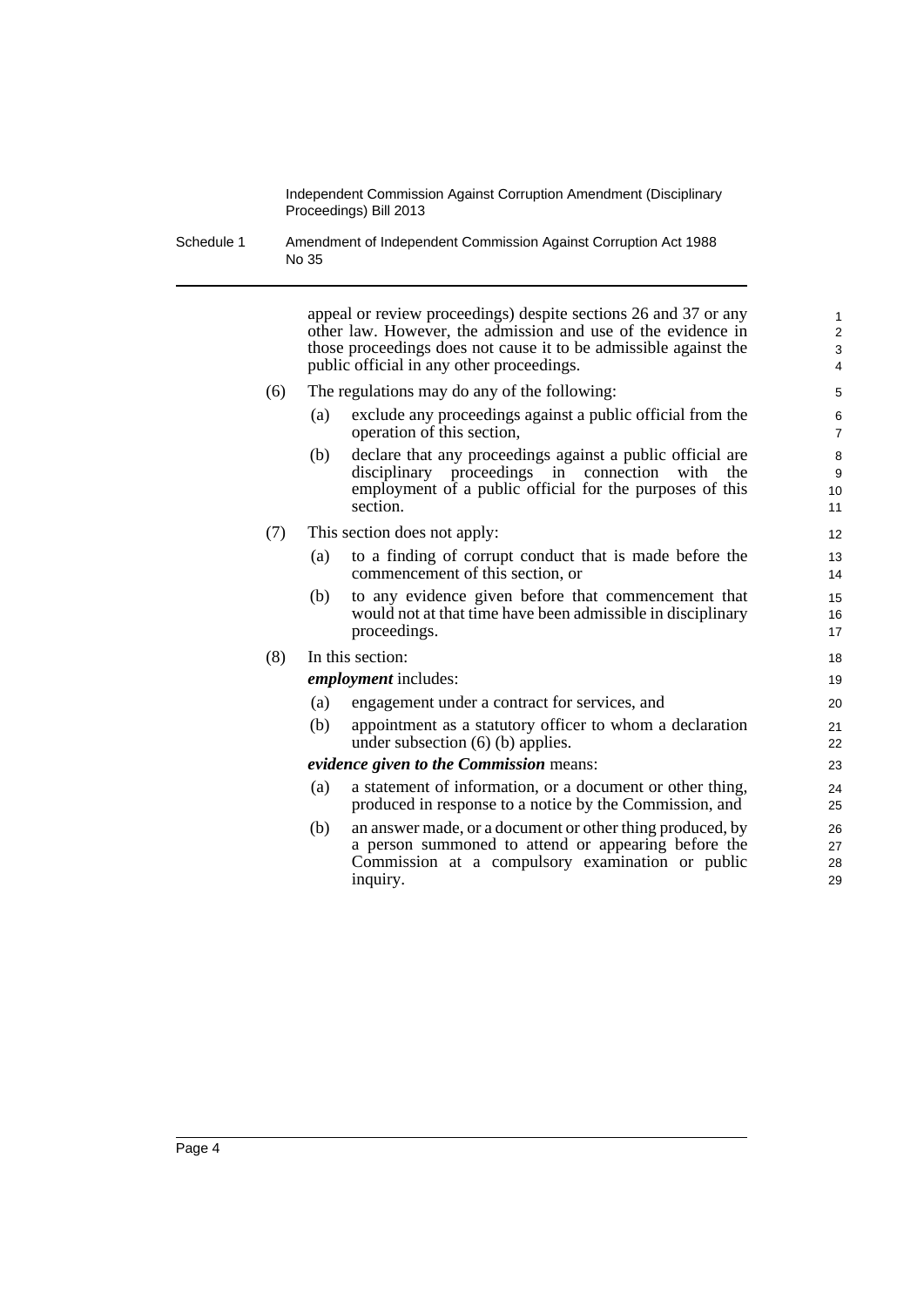appeal or review proceedings) despite sections 26 and 37 or any other law. However, the admission and use of the evidence in those proceedings does not cause it to be admissible against the public official in any other proceedings.

(6) The regulations may do any of the following:

(a) exclude any proceedings against a public official from the operation of this section,

(b) declare that any proceedings against a public official are disciplinary proceedings in connection with the employment of a public official for the purposes of this section.

(7) This section does not apply:

(a) to a finding of corrupt conduct that is made before the commencement of this section, or

(b) to any evidence given before that commencement that would not at that time have been admissible in disciplinary proceedings.

(8) In this section:

***employment*** includes:

(a) engagement under a contract for services, and

(b) appointment as a statutory officer to whom a declaration under subsection (6) (b) applies.

***evidence given to the Commission*** means:

(a) a statement of information, or a document or other thing, produced in response to a notice by the Commission, and

(b) an answer made, or a document or other thing produced, by a person summoned to attend or appearing before the Commission at a compulsory examination or public inquiry.